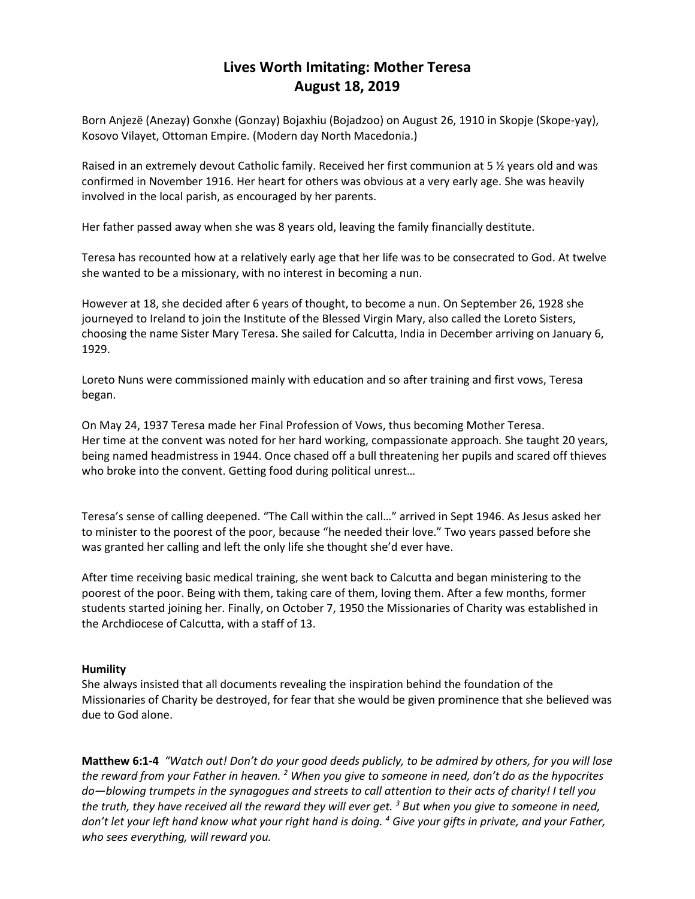# Lives Worth Imitating: Mother Teresa
## August 18, 2019

Born Anjezë (Anezay) Gonxhe (Gonzay) Bojaxhiu (Bojadzoo) on August 26, 1910 in Skopje (Skope-yay), Kosovo Vilayet, Ottoman Empire. (Modern day North Macedonia.)

Raised in an extremely devout Catholic family. Received her first communion at 5 ½ years old and was confirmed in November 1916. Her heart for others was obvious at a very early age. She was heavily involved in the local parish, as encouraged by her parents.

Her father passed away when she was 8 years old, leaving the family financially destitute.

Teresa has recounted how at a relatively early age that her life was to be consecrated to God. At twelve she wanted to be a missionary, with no interest in becoming a nun.

However at 18, she decided after 6 years of thought, to become a nun. On September 26, 1928 she journeyed to Ireland to join the Institute of the Blessed Virgin Mary, also called the Loreto Sisters, choosing the name Sister Mary Teresa. She sailed for Calcutta, India in December arriving on January 6, 1929.

Loreto Nuns were commissioned mainly with education and so after training and first vows, Teresa began.

On May 24, 1937 Teresa made her Final Profession of Vows, thus becoming Mother Teresa. Her time at the convent was noted for her hard working, compassionate approach. She taught 20 years, being named headmistress in 1944. Once chased off a bull threatening her pupils and scared off thieves who broke into the convent. Getting food during political unrest…

Teresa's sense of calling deepened. "The Call within the call…" arrived in Sept 1946. As Jesus asked her to minister to the poorest of the poor, because "he needed their love." Two years passed before she was granted her calling and left the only life she thought she'd ever have.

After time receiving basic medical training, she went back to Calcutta and began ministering to the poorest of the poor. Being with them, taking care of them, loving them. After a few months, former students started joining her. Finally, on October 7, 1950 the Missionaries of Charity was established in the Archdiocese of Calcutta, with a staff of 13.

**Humility**
She always insisted that all documents revealing the inspiration behind the foundation of the Missionaries of Charity be destroyed, for fear that she would be given prominence that she believed was due to God alone.

**Matthew 6:1-4** *"Watch out! Don't do your good deeds publicly, to be admired by others, for you will lose the reward from your Father in heaven. [2] When you give to someone in need, don't do as the hypocrites do—blowing trumpets in the synagogues and streets to call attention to their acts of charity! I tell you the truth, they have received all the reward they will ever get. [3] But when you give to someone in need, don't let your left hand know what your right hand is doing. [4] Give your gifts in private, and your Father, who sees everything, will reward you.*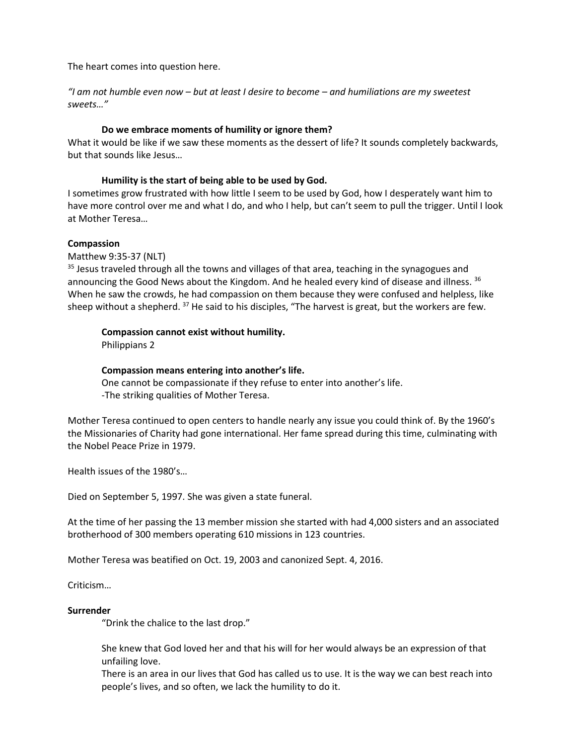The heart comes into question here.

*"I am not humble even now – but at least I desire to become – and humiliations are my sweetest sweets…"*

**Do we embrace moments of humility or ignore them?**

What it would be like if we saw these moments as the dessert of life? It sounds completely backwards, but that sounds like Jesus…

**Humility is the start of being able to be used by God.**

I sometimes grow frustrated with how little I seem to be used by God, how I desperately want him to have more control over me and what I do, and who I help, but can't seem to pull the trigger. Until I look at Mother Teresa…

**Compassion**

Matthew 9:35-37 (NLT)

[35] Jesus traveled through all the towns and villages of that area, teaching in the synagogues and announcing the Good News about the Kingdom. And he healed every kind of disease and illness. [36] When he saw the crowds, he had compassion on them because they were confused and helpless, like sheep without a shepherd. [37] He said to his disciples, "The harvest is great, but the workers are few.

**Compassion cannot exist without humility.**

Philippians 2

**Compassion means entering into another's life.**

One cannot be compassionate if they refuse to enter into another's life.

-The striking qualities of Mother Teresa.

Mother Teresa continued to open centers to handle nearly any issue you could think of. By the 1960's the Missionaries of Charity had gone international. Her fame spread during this time, culminating with the Nobel Peace Prize in 1979.

Health issues of the 1980's…

Died on September 5, 1997. She was given a state funeral.

At the time of her passing the 13 member mission she started with had 4,000 sisters and an associated brotherhood of 300 members operating 610 missions in 123 countries.

Mother Teresa was beatified on Oct. 19, 2003 and canonized Sept. 4, 2016.

Criticism…

**Surrender**

"Drink the chalice to the last drop."

She knew that God loved her and that his will for her would always be an expression of that unfailing love.

There is an area in our lives that God has called us to use. It is the way we can best reach into people's lives, and so often, we lack the humility to do it.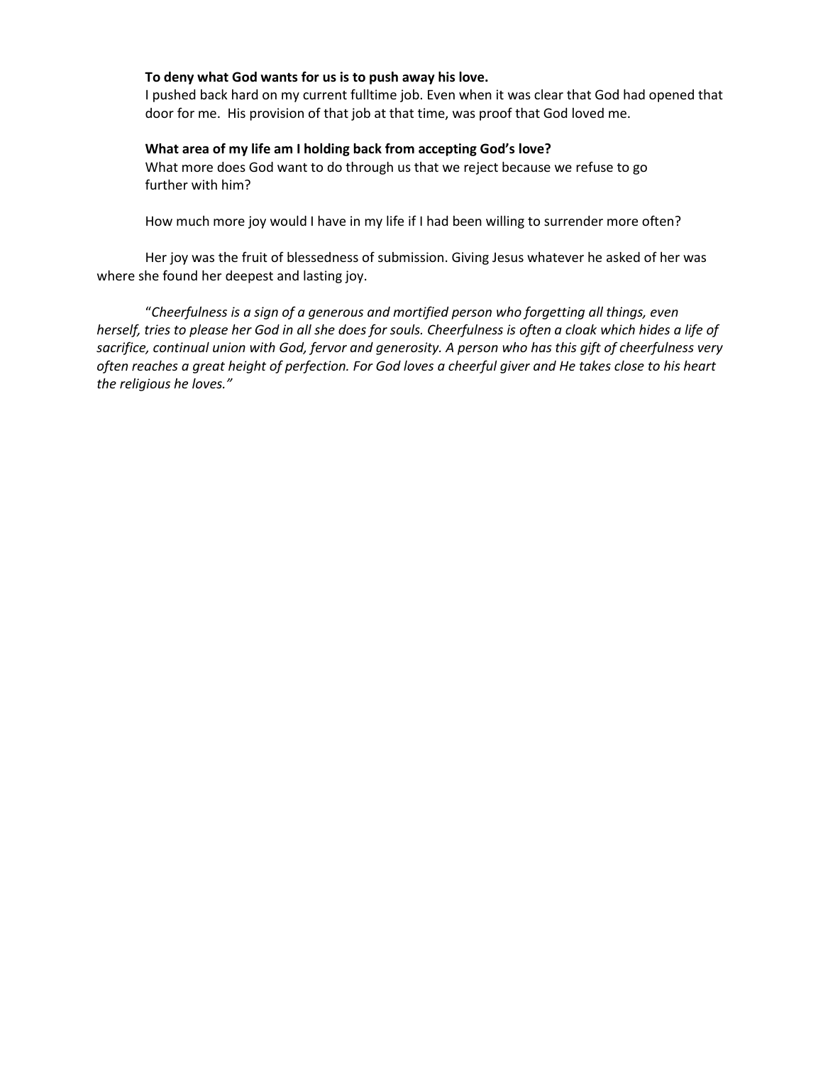**To deny what God wants for us is to push away his love.**
I pushed back hard on my current fulltime job. Even when it was clear that God had opened that door for me. His provision of that job at that time, was proof that God loved me.

**What area of my life am I holding back from accepting God's love?**
What more does God want to do through us that we reject because we refuse to go further with him?

How much more joy would I have in my life if I had been willing to surrender more often?

Her joy was the fruit of blessedness of submission. Giving Jesus whatever he asked of her was where she found her deepest and lasting joy.

"*Cheerfulness is a sign of a generous and mortified person who forgetting all things, even herself, tries to please her God in all she does for souls. Cheerfulness is often a cloak which hides a life of sacrifice, continual union with God, fervor and generosity. A person who has this gift of cheerfulness very often reaches a great height of perfection. For God loves a cheerful giver and He takes close to his heart the religious he loves."*